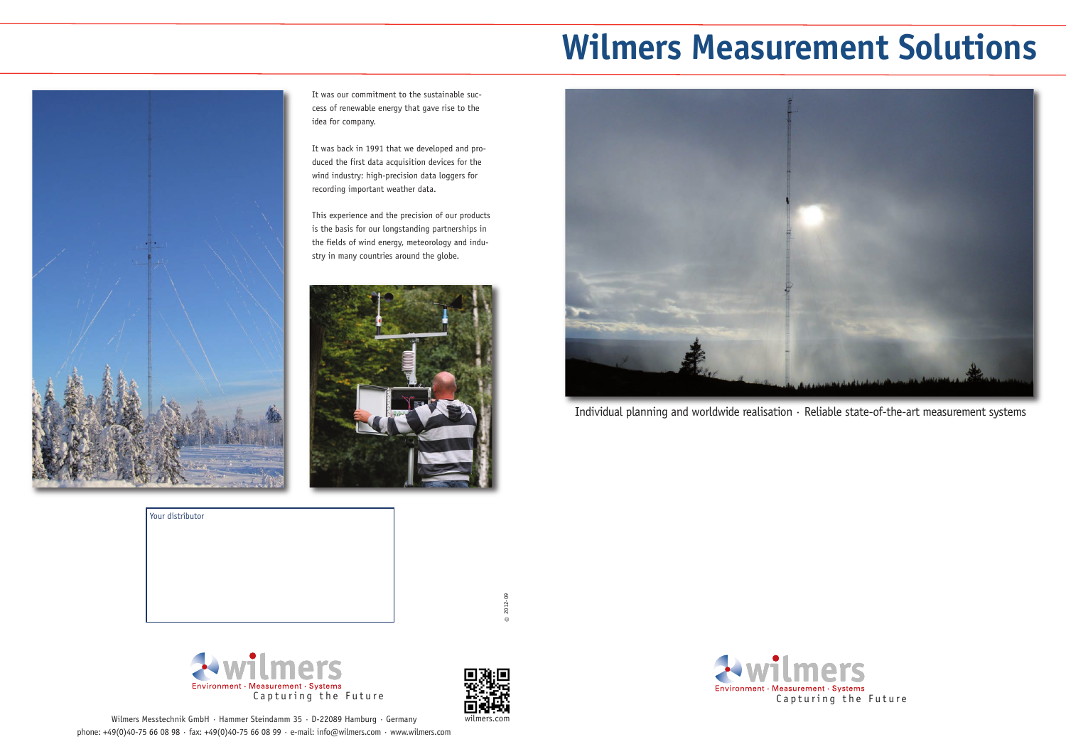# Wilmers Measurement Solutions

It was our commitment to the sustainable success of renewable energy that gave rise to the idea for company.

It was back in 1991 that we developed and produced the first data acquisition devices for the wind industry: high-precision data loggers for recording important weather data.

This experience and the precision of our products is the basis for our longstanding partnerships in the fields of wind energy, meteorology and industry in many countries around the globe.

Individual planning and worldwide realisation · Reliable state-of-the-art measurement systems

Your distributor

© 2012-09

wilmers
Environment · Measurement · Systems
Capturing the Future

wilmers.com

Wilmers Messtechnik GmbH · Hammer Steindamm 35 · D-22089 Hamburg · Germany
phone: +49(0)40-75 66 08 98 · fax: +49(0)40-75 66 08 99 · e-mail: info@wilmers.com · www.wilmers.com

wilmers
Environment · Measurement · Systems
Capturing the Future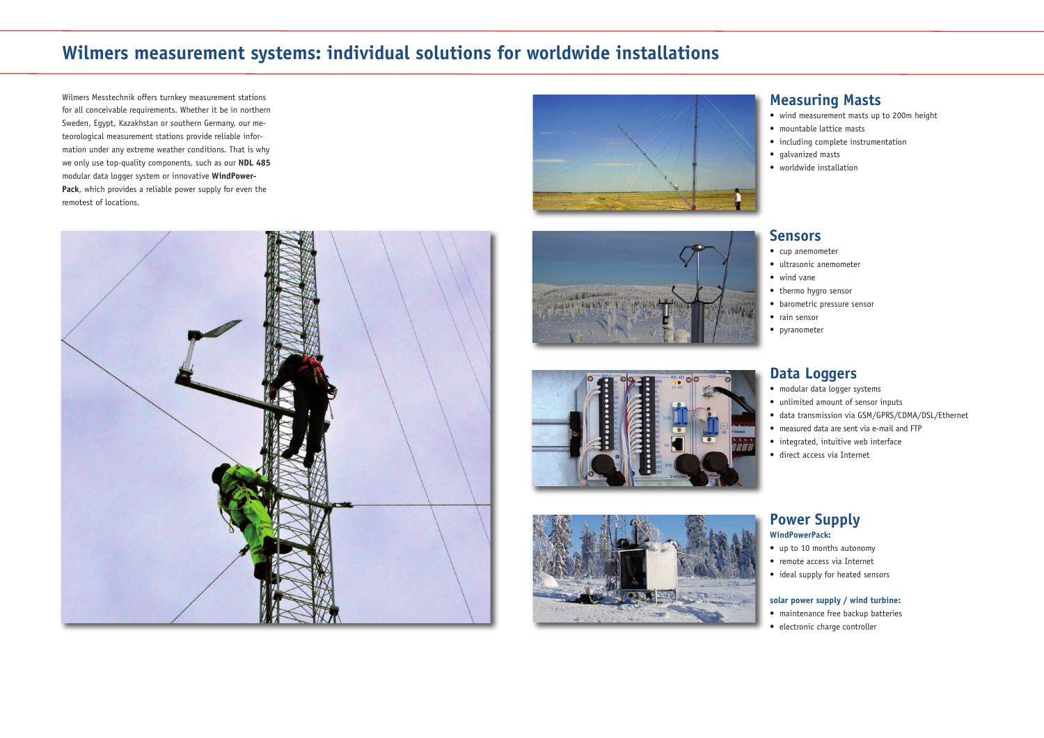# Wilmers measurement systems: individual solutions for worldwide installations

Wilmers Messtechnik offers turnkey measurement stations for all conceivable requirements. Whether it be in northern Sweden, Egypt, Kazakhstan or southern Germany, our meteorological measurement stations provide reliable information under any extreme weather conditions. That is why we only use top-quality components, such as our **NDL 485** modular data logger system or innovative **WindPowerPack**, which provides a reliable power supply for even the remotest of locations.

## Measuring Masts

- wind measurement masts up to 200m height
- mountable lattice masts
- including complete instrumentation
- galvanized masts
- worldwide installation

## Sensors

- cup anemometer
- ultrasonic anemometer
- wind vane
- thermo hygro sensor
- barometric pressure sensor
- rain sensor
- pyranometer

## Data Loggers

- modular data logger systems
- unlimited amount of sensor inputs
- data transmission via GSM/GPRS/CDMA/DSL/Ethernet
- measured data are sent via e-mail and FTP
- integrated, intuitive web interface
- direct access via Internet

## Power Supply

**WindPowerPack:**

- up to 10 months autonomy
- remote access via Internet
- ideal supply for heated sensors

**solar power supply / wind turbine:**

- maintenance free backup batteries
- electronic charge controller